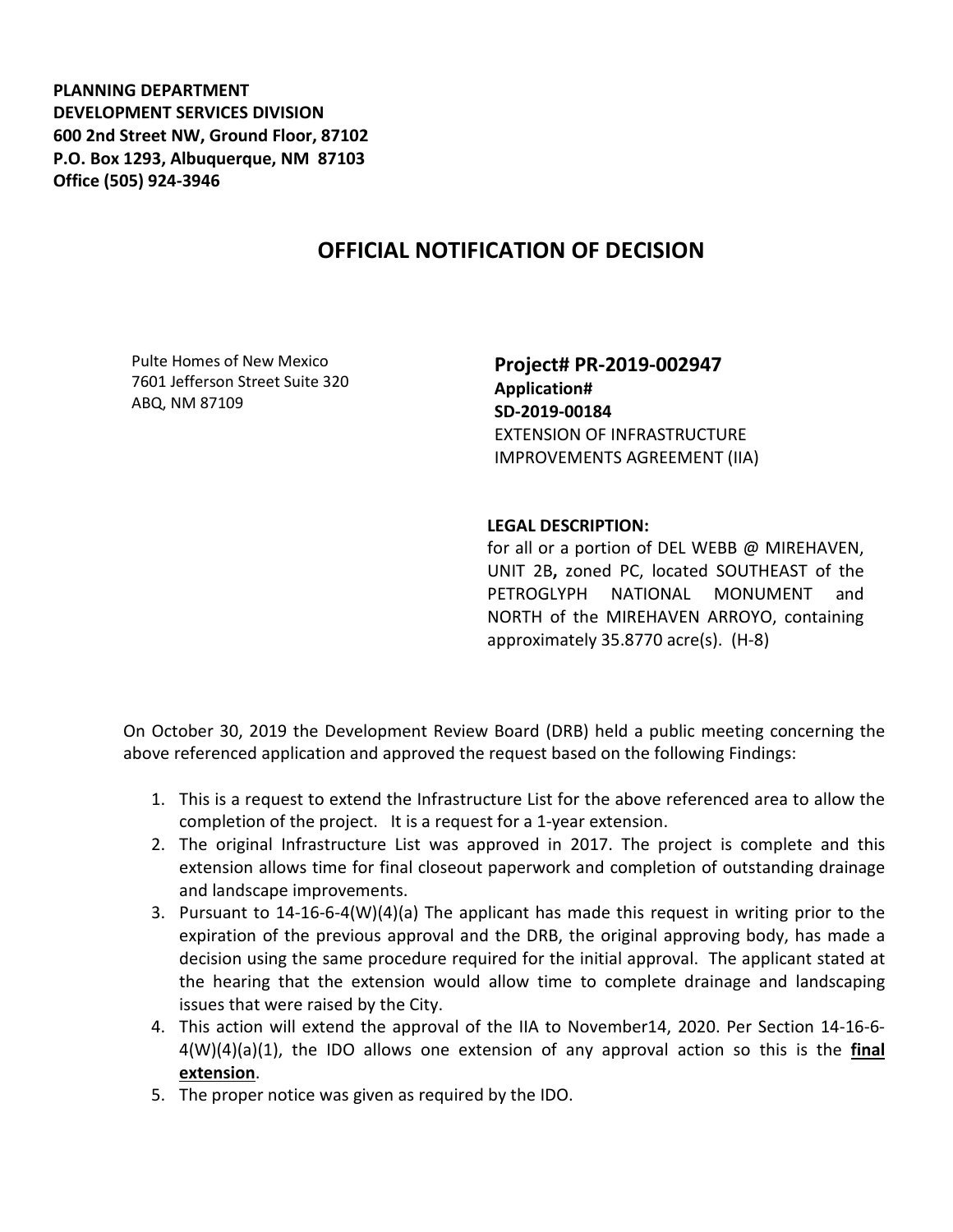**PLANNING DEPARTMENT**
**DEVELOPMENT SERVICES DIVISION**
**600 2nd Street NW, Ground Floor, 87102**
**P.O. Box 1293, Albuquerque, NM 87103**
**Office (505) 924-3946**

# OFFICIAL NOTIFICATION OF DECISION

Pulte Homes of New Mexico
7601 Jefferson Street Suite 320
ABQ, NM 87109

**Project# PR-2019-002947**
**Application#**
**SD-2019-00184**
EXTENSION OF INFRASTRUCTURE IMPROVEMENTS AGREEMENT (IIA)

**LEGAL DESCRIPTION:**
for all or a portion of DEL WEBB @ MIREHAVEN, UNIT 2B**,** zoned PC, located SOUTHEAST of the PETROGLYPH NATIONAL MONUMENT and NORTH of the MIREHAVEN ARROYO, containing approximately 35.8770 acre(s). (H-8)

On October 30, 2019 the Development Review Board (DRB) held a public meeting concerning the above referenced application and approved the request based on the following Findings:

1. This is a request to extend the Infrastructure List for the above referenced area to allow the completion of the project. It is a request for a 1-year extension.
2. The original Infrastructure List was approved in 2017. The project is complete and this extension allows time for final closeout paperwork and completion of outstanding drainage and landscape improvements.
3. Pursuant to 14-16-6-4(W)(4)(a) The applicant has made this request in writing prior to the expiration of the previous approval and the DRB, the original approving body, has made a decision using the same procedure required for the initial approval. The applicant stated at the hearing that the extension would allow time to complete drainage and landscaping issues that were raised by the City.
4. This action will extend the approval of the IIA to November14, 2020. Per Section 14-16-6-4(W)(4)(a)(1), the IDO allows one extension of any approval action so this is the **final extension**.
5. The proper notice was given as required by the IDO.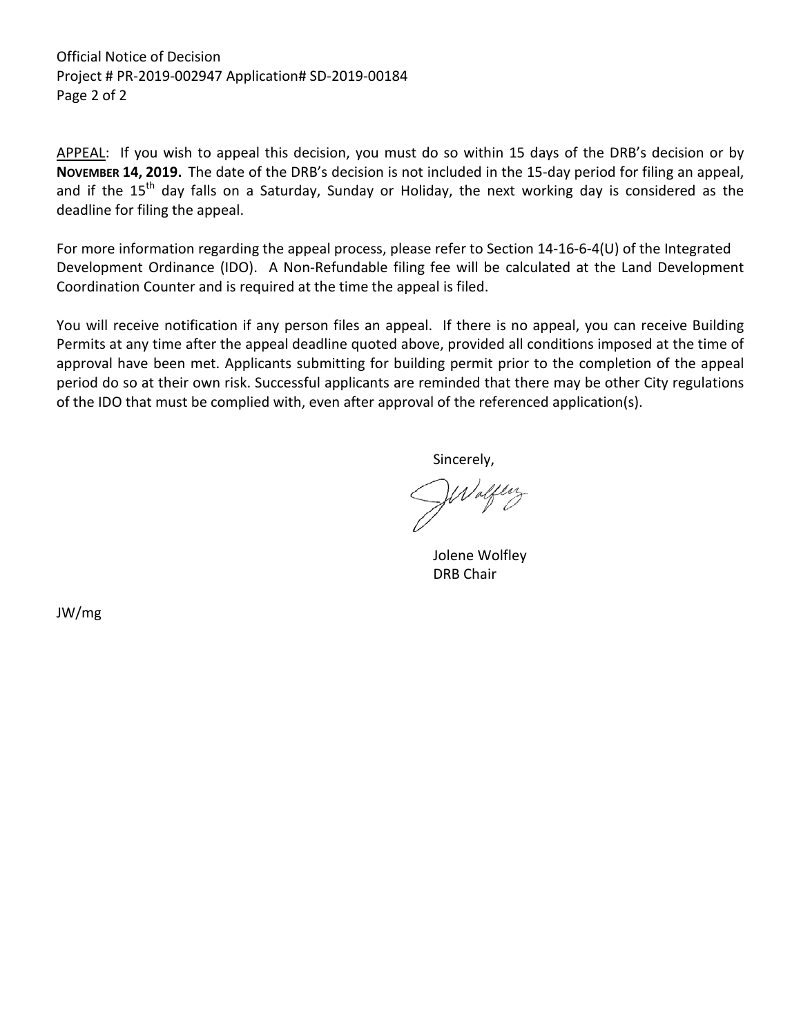APPEAL: If you wish to appeal this decision, you must do so within 15 days of the DRB's decision or by **NOVEMBER 14, 2019.** The date of the DRB's decision is not included in the 15-day period for filing an appeal, and if the 15th day falls on a Saturday, Sunday or Holiday, the next working day is considered as the deadline for filing the appeal.

For more information regarding the appeal process, please refer to Section 14-16-6-4(U) of the Integrated Development Ordinance (IDO). A Non-Refundable filing fee will be calculated at the Land Development Coordination Counter and is required at the time the appeal is filed.

You will receive notification if any person files an appeal. If there is no appeal, you can receive Building Permits at any time after the appeal deadline quoted above, provided all conditions imposed at the time of approval have been met. Applicants submitting for building permit prior to the completion of the appeal period do so at their own risk. Successful applicants are reminded that there may be other City regulations of the IDO that must be complied with, even after approval of the referenced application(s).

Sincerely,

JWolfley

Jolene Wolfley
DRB Chair

JW/mg